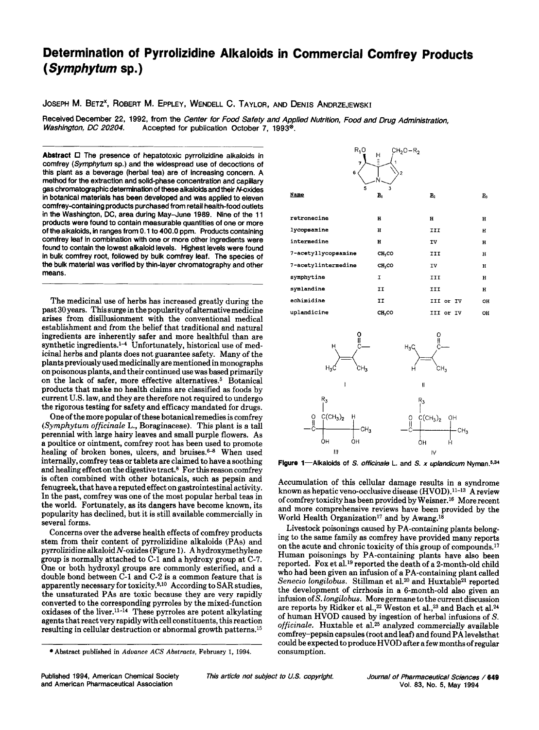# Determination of Pyrrolizidine Alkaloids in Commercial Comfrey Products (*Symphytum* sp.)

JOSEPH M. BETZ[x], ROBERT M. EPPLEY, WENDELL C. TAYLOR, AND DENIS ANDRZEJEWSKI

Received December 22, 1992, from the *Center for Food Safety and Applied Nutrition, Food and Drug Administration, Washington, DC 20204.* Accepted for publication October 7, 1993[®].

**Abstract** ☐ The presence of hepatotoxic pyrrolizidine alkaloids in comfrey (*Symphytum* sp.) and the widespread use of decoctions of this plant as a beverage (herbal tea) are of increasing concern. A method for the extraction and solid-phase concentration and capillary gas chromatographic determination of these alkaloids and their *N*-oxides in botanical materials has been developed and was applied to eleven comfrey-containing products purchased from retail health-food outlets in the Washington, DC, area during May–June 1989. Nine of the 11 products were found to contain measurable quantities of one or more of the alkaloids, in ranges from 0.1 to 400.0 ppm. Products containing comfrey leaf in combination with one or more other ingredients were found to contain the lowest alkaloid levels. Highest levels were found in bulk comfrey root, followed by bulk comfrey leaf. The species of the bulk material was verified by thin-layer chromatography and other means.

The medicinal use of herbs has increased greatly during the past 30 years. This surge in the popularity of alternative medicine arises from disillusionment with the conventional medical establishment and from the belief that traditional and natural ingredients are inherently safer and more healthful than are synthetic ingredients.[1-4] Unfortunately, historical use of medicinal herbs and plants does not guarantee safety. Many of the plants previously used medicinally are mentioned in monographs on poisonous plants, and their continued use was based primarily on the lack of safer, more effective alternatives.[5] Botanical products that make no health claims are classified as foods by current U.S. law, and they are therefore not required to undergo the rigorous testing for safety and efficacy mandated for drugs.

One of the more popular of these botanical remedies is comfrey (*Symphytum officinale* L., Boraginaceae). This plant is a tall perennial with large hairy leaves and small purple flowers. As a poultice or ointment, comfrey root has been used to promote healing of broken bones, ulcers, and bruises.[6-8] When used internally, comfrey teas or tablets are claimed to have a soothing and healing effect on the digestive tract.[8] For this reason comfrey is often combined with other botanicals, such as pepsin and fenugreek, that have a reputed effect on gastrointestinal activity. In the past, comfrey was one of the most popular herbal teas in the world. Fortunately, as its dangers have become known, its popularity has declined, but it is still available commercially in several forms.

Concerns over the adverse health effects of comfrey products stem from their content of pyrrolizidine alkaloids (PAs) and pyrrolizidine alkaloid *N*-oxides (Figure 1). A hydroxymethylene group is normally attached to C-1 and a hydroxy group at C-7. One or both hydroxyl groups are commonly esterified, and a double bond between C-1 and C-2 is a common feature that is apparently necessary for toxicity.[9,10] According to SAR studies, the unsaturated PAs are toxic because they are very rapidly converted to the corresponding pyrroles by the mixed-function oxidases of the liver.[11-14] These pyrroles are potent alkylating agents that react very rapidly with cell constituents, this reaction resulting in cellular destruction or abnormal growth patterns.[15]

| Name | $R_1$ | $R_2$ | $R_3$ |
|---|---|---|---|
| retronecine | H | H | H |
| lycopsamine | H | III | H |
| intermedine | H | IV | H |
| 7-acetyllycopsamine | $CH_3CO$ | III | H |
| 7-acetylintermedine | $CH_3CO$ | IV | H |
| symphytine | I | III | H |
| symlandine | II | III | H |
| echimidine | II | III or IV | OH |
| uplandicine | $CH_3CO$ | III or IV | OH |

**Figure 1**—Alkaloids of *S. officinale* L. and *S. x uplandicum* Nyman.[5,34]

Accumulation of this cellular damage results in a syndrome known as hepatic veno-occlusive disease (HVOD).[11-13] A review of comfrey toxicity has been provided by Weisner.[16] More recent and more comprehensive reviews have been provided by the World Health Organization[17] and by Awang.[18]

Livestock poisonings caused by PA-containing plants belonging to the same family as comfrey have provided many reports on the acute and chronic toxicity of this group of compounds.[17] Human poisonings by PA-containing plants have also been reported. Fox et al.[19] reported the death of a 2-month-old child who had been given an infusion of a PA-containing plant called *Senecio longilobus*. Stillman et al.[20] and Huxtable[21] reported the development of cirrhosis in a 6-month-old also given an infusion of *S. longilobus*. More germane to the current discussion are reports by Ridker et al.,[22] Weston et al.,[23] and Bach et al.[24] of human HVOD caused by ingestion of herbal infusions of *S. officinale*. Huxtable et al.[25] analyzed commercially available comfrey–pepsin capsules (root and leaf) and found PA levels that could be expected to produce HVOD after a few months of regular consumption.

[®] Abstract published in *Advance ACS Abstracts*, February 1, 1994.

Published 1994, American Chemical Society and American Pharmaceutical Association

*This article not subject to U.S. copyright.*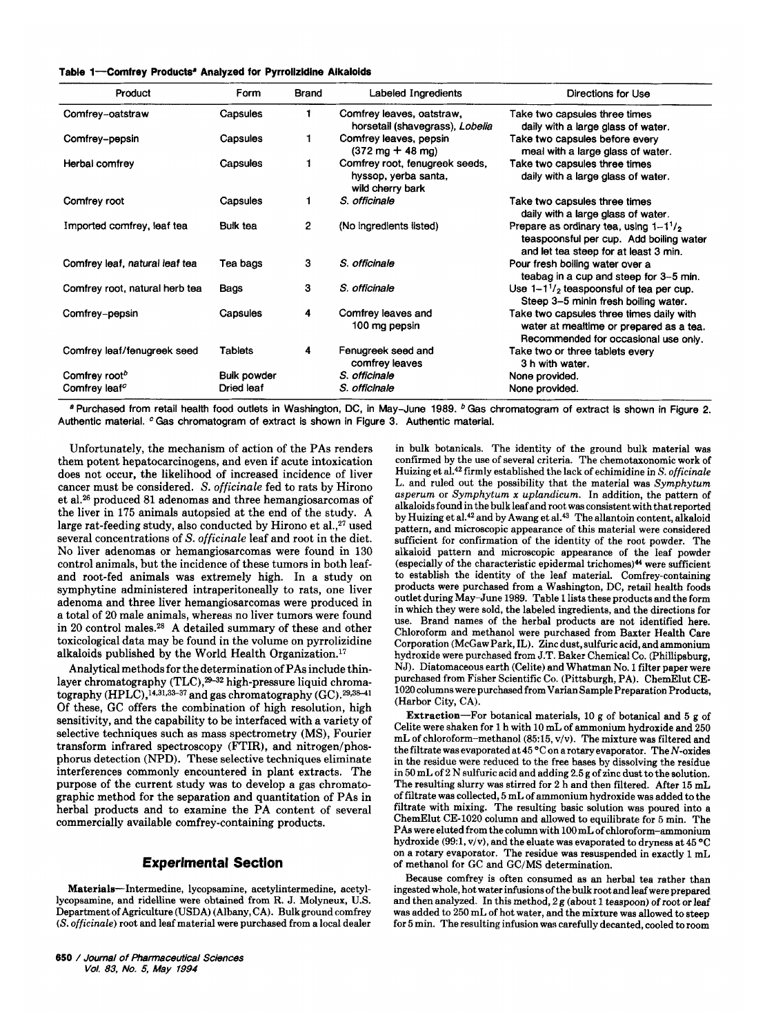**Table 1—Comfrey Products[a] Analyzed for Pyrrolizidine Alkaloids**

| Product | Form | Brand | Labeled Ingredients | Directions for Use |
|---|---|---|---|---|
| Comfrey–oatstraw | Capsules | 1 | Comfrey leaves, oatstraw, horsetail (shavegrass), *Lobelia* | Take two capsules three times daily with a large glass of water. |
| Comfrey–pepsin | Capsules | 1 | Comfrey leaves, pepsin (372 mg + 48 mg) | Take two capsules before every meal with a large glass of water. |
| Herbal comfrey | Capsules | 1 | Comfrey root, fenugreek seeds, hyssop, yerba santa, wild cherry bark | Take two capsules three times daily with a large glass of water. |
| Comfrey root | Capsules | 1 | *S. officinale* | Take two capsules three times daily with a large glass of water. |
| Imported comfrey, leaf tea | Bulk tea | 2 | (No ingredients listed) | Prepare as ordinary tea, using 1–1$^1/_2$ teaspoonsful per cup. Add boiling water and let tea steep for at least 3 min. |
| Comfrey leaf, natural leaf tea | Tea bags | 3 | *S. officinale* | Pour fresh boiling water over a teabag in a cup and steep for 3–5 min. |
| Comfrey root, natural herb tea | Bags | 3 | *S. officinale* | Use 1–1$^1/_2$ teaspoonsful of tea per cup. Steep 3–5 minin fresh boiling water. |
| Comfrey–pepsin | Capsules | 4 | Comfrey leaves and 100 mg pepsin | Take two capsules three times daily with water at mealtime or prepared as a tea. Recommended for occasional use only. |
| Comfrey leaf/fenugreek seed | Tablets | 4 | Fenugreek seed and comfrey leaves | Take two or three tablets every 3 h with water. |
| Comfrey root[b] | Bulk powder | | *S. officinale* | None provided. |
| Comfrey leaf[c] | Dried leaf | | *S. officinale* | None provided. |

[a] Purchased from retail health food outlets in Washington, DC, in May–June 1989. [b] Gas chromatogram of extract is shown in Figure 2. Authentic material. [c] Gas chromatogram of extract is shown in Figure 3. Authentic material.

Unfortunately, the mechanism of action of the PAs renders them potent hepatocarcinogens, and even if acute intoxication does not occur, the likelihood of increased incidence of liver cancer must be considered. *S. officinale* fed to rats by Hirono et al.[26] produced 81 adenomas and three hemangiosarcomas of the liver in 175 animals autopsied at the end of the study. A large rat-feeding study, also conducted by Hirono et al.,[27] used several concentrations of *S. officinale* leaf and root in the diet. No liver adenomas or hemangiosarcomas were found in 130 control animals, but the incidence of these tumors in both leaf- and root-fed animals was extremely high. In a study on symphytine administered intraperitoneally to rats, one liver adenoma and three liver hemangiosarcomas were produced in a total of 20 male animals, whereas no liver tumors were found in 20 control males.[28] A detailed summary of these and other toxicological data may be found in the volume on pyrrolizidine alkaloids published by the World Health Organization.[17]

Analytical methods for the determination of PAs include thin-layer chromatography (TLC),[29-32] high-pressure liquid chromatography (HPLC),[14,31,33-37] and gas chromatography (GC).[29,38-41] Of these, GC offers the combination of high resolution, high sensitivity, and the capability to be interfaced with a variety of selective techniques such as mass spectrometry (MS), Fourier transform infrared spectroscopy (FTIR), and nitrogen/phosphorus detection (NPD). These selective techniques eliminate interferences commonly encountered in plant extracts. The purpose of the current study was to develop a gas chromatographic method for the separation and quantitation of PAs in herbal products and to examine the PA content of several commercially available comfrey-containing products.

## Experimental Section

**Materials**—Intermedine, lycopsamine, acetylintermedine, acetyllycopsamine, and ridelline were obtained from R. J. Molyneux, U.S. Department of Agriculture (USDA) (Albany, CA). Bulk ground comfrey (*S. officinale*) root and leaf material were purchased from a local dealer in bulk botanicals. The identity of the ground bulk material was confirmed by the use of several criteria. The chemotaxonomic work of Huizing et al.[42] firmly established the lack of echimidine in *S. officinale* L. and ruled out the possibility that the material was *Symphytum asperum* or *Symphytum x uplandicum*. In addition, the pattern of alkaloids found in the bulk leaf and root was consistent with that reported by Huizing et al.[42] and by Awang et al.[43] The allantoin content, alkaloid pattern, and microscopic appearance of this material were considered sufficient for confirmation of the identity of the root powder. The alkaloid pattern and microscopic appearance of the leaf powder (especially of the characteristic epidermal trichomes)[44] were sufficient to establish the identity of the leaf material. Comfrey-containing products were purchased from a Washington, DC, retail health foods outlet during May–June 1989. Table 1 lists these products and the form in which they were sold, the labeled ingredients, and the directions for use. Brand names of the herbal products are not identified here. Chloroform and methanol were purchased from Baxter Health Care Corporation (McGaw Park, IL). Zinc dust, sulfuric acid, and ammonium hydroxide were purchased from J.T. Baker Chemical Co. (Phillipsburg, NJ). Diatomaceous earth (Celite) and Whatman No. 1 filter paper were purchased from Fisher Scientific Co. (Pittsburgh, PA). ChemElut CE-1020 columns were purchased from Varian Sample Preparation Products, (Harbor City, CA).

**Extraction**—For botanical materials, 10 g of botanical and 5 g of Celite were shaken for 1 h with 10 mL of ammonium hydroxide and 250 mL of chloroform–methanol (85:15, v/v). The mixture was filtered and the filtrate was evaporated at 45 °C on a rotary evaporator. The *N*-oxides in the residue were reduced to the free bases by dissolving the residue in 50 mL of 2 N sulfuric acid and adding 2.5 g of zinc dust to the solution. The resulting slurry was stirred for 2 h and then filtered. After 15 mL of filtrate was collected, 5 mL of ammonium hydroxide was added to the filtrate with mixing. The resulting basic solution was poured into a ChemElut CE-1020 column and allowed to equilibrate for 5 min. The PAs were eluted from the column with 100 mL of chloroform–ammonium hydroxide (99:1, v/v), and the eluate was evaporated to dryness at 45 °C on a rotary evaporator. The residue was resuspended in exactly 1 mL of methanol for GC and GC/MS determination.

Because comfrey is often consumed as an herbal tea rather than ingested whole, hot water infusions of the bulk root and leaf were prepared and then analyzed. In this method, 2 g (about 1 teaspoon) of root or leaf was added to 250 mL of hot water, and the mixture was allowed to steep for 5 min. The resulting infusion was carefully decanted, cooled to room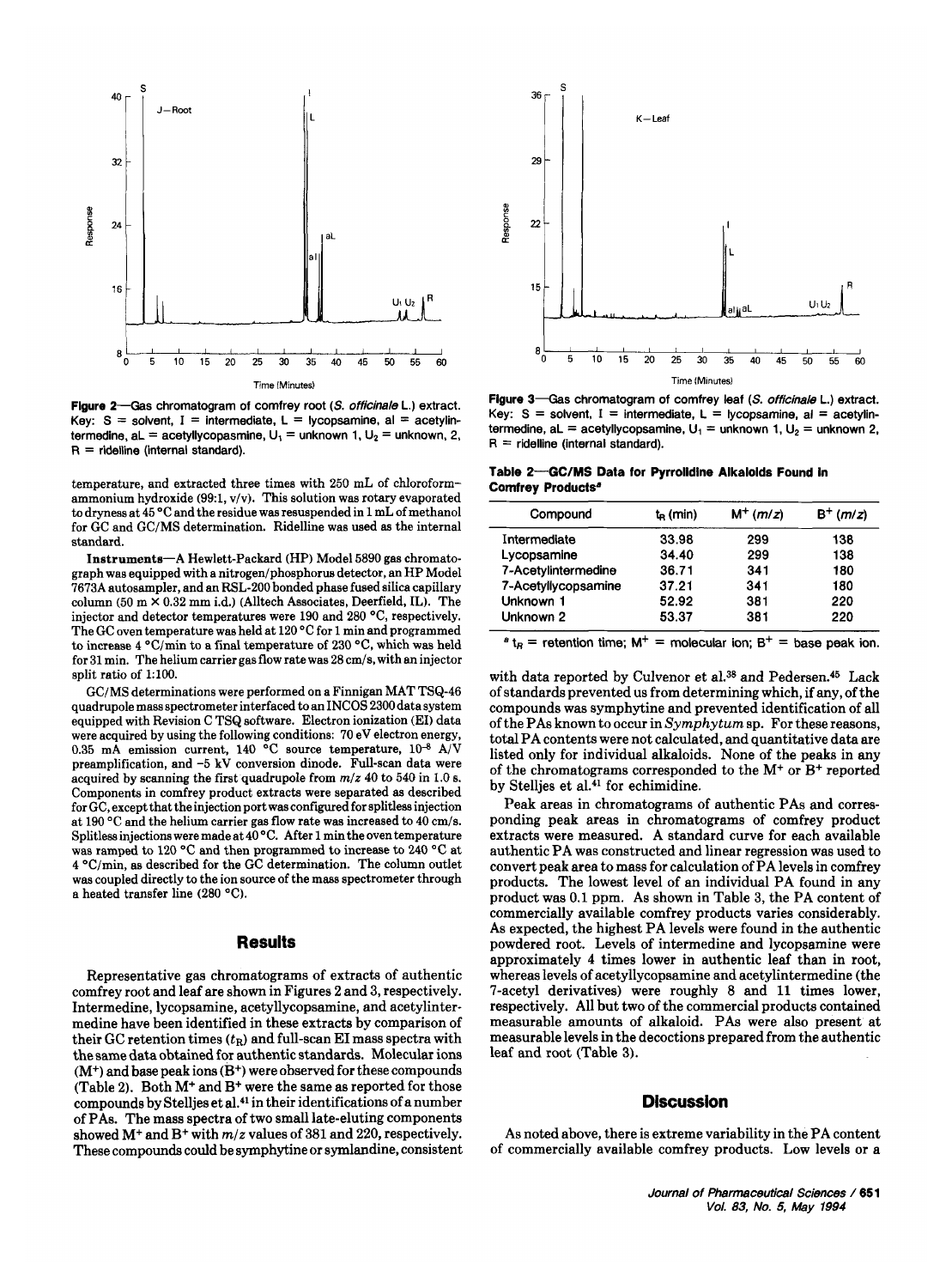Figure 2—Gas chromatogram of comfrey root (*S. officinale* L.) extract. Key: S = solvent, I = intermediate, L = lycopsamine, al = acetylintermedine, aL = acetyllycopasmine, $U_1$ = unknown 1, $U_2$ = unknown, 2, R = ridelline (internal standard).

Figure 3—Gas chromatogram of comfrey leaf (*S. officinale* L.) extract. Key: S = solvent, I = intermediate, L = lycopsamine, al = acetylintermedine, aL = acetyllycopasmine, $U_1$ = unknown 1, $U_2$ = unknown 2, R = ridelline (internal standard).

temperature, and extracted three times with 250 mL of chloroform–ammonium hydroxide (99:1, v/v). This solution was rotary evaporated to dryness at 45 °C and the residue was resuspended in 1 mL of methanol for GC and GC/MS determination. Ridelline was used as the internal standard.

**Instruments**—A Hewlett-Packard (HP) Model 5890 gas chromatograph was equipped with a nitrogen/phosphorus detector, an HP Model 7673A autosampler, and an RSL-200 bonded phase fused silica capillary column (50 m × 0.32 mm i.d.) (Alltech Associates, Deerfield, IL). The injector and detector temperatures were 190 and 280 °C, respectively. The GC oven temperature was held at 120 °C for 1 min and programmed to increase 4 °C/min to a final temperature of 230 °C, which was held for 31 min. The helium carrier gas flow rate was 28 cm/s, with an injector split ratio of 1:100.

GC/MS determinations were performed on a Finnigan MAT TSQ-46 quadrupole mass spectrometer interfaced to an INCOS 2300 data system equipped with Revision C TSQ software. Electron ionization (EI) data were acquired by using the following conditions: 70 eV electron energy, 0.35 mA emission current, 140 °C source temperature, $10^{-8}$ A/V preamplification, and −5 kV conversion dinode. Full-scan data were acquired by scanning the first quadrupole from $m/z$ 40 to 540 in 1.0 s. Components in comfrey product extracts were separated as described for GC, except that the injection port was configured for splitless injection at 190 °C and the helium carrier gas flow rate was increased to 40 cm/s. Splitless injections were made at 40 °C. After 1 min the oven temperature was ramped to 120 °C and then programmed to increase to 240 °C at 4 °C/min, as described for the GC determination. The column outlet was coupled directly to the ion source of the mass spectrometer through a heated transfer line (280 °C).

## Results

Representative gas chromatograms of extracts of authentic comfrey root and leaf are shown in Figures 2 and 3, respectively. Intermedine, lycopsamine, acetyllycopsamine, and acetylintermedine have been identified in these extracts by comparison of their GC retention times ($t_R$) and full-scan EI mass spectra with the same data obtained for authentic standards. Molecular ions ($M^+$) and base peak ions ($B^+$) were observed for these compounds (Table 2). Both $M^+$ and $B^+$ were the same as reported for those compounds by Stelljes et al.[41] in their identifications of a number of PAs. The mass spectra of two small late-eluting components showed $M^+$ and $B^+$ with $m/z$ values of 381 and 220, respectively. These compounds could be symphytine or symlandine, consistent with data reported by Culvenor et al.[38] and Pedersen.[45] Lack of standards prevented us from determining which, if any, of the compounds was symphytine and prevented identification of all of the PAs known to occur in *Symphytum* sp. For these reasons, total PA contents were not calculated, and quantitative data are listed only for individual alkaloids. None of the peaks in any of the chromatograms corresponded to the $M^+$ or $B^+$ reported by Stelljes et al.[41] for echimidine.

**Table 2—GC/MS Data for Pyrrolidine Alkaloids Found in Comfrey Products[a]**

| Compound | $t_R$ (min) | $M^+$ ($m/z$) | $B^+$ ($m/z$) |
|---|---|---|---|
| Intermediate | 33.98 | 299 | 138 |
| Lycopsamine | 34.40 | 299 | 138 |
| 7-Acetylintermediate | 36.71 | 341 | 180 |
| 7-Acetyllycopsamine | 37.21 | 341 | 180 |
| Unknown 1 | 52.92 | 381 | 220 |
| Unknown 2 | 53.37 | 381 | 220 |

[a] $t_R$ = retention time; $M^+$ = molecular ion; $B^+$ = base peak ion.

Peak areas in chromatograms of authentic PAs and corresponding peak areas in chromatograms of comfrey product extracts were measured. A standard curve for each available authentic PA was constructed and linear regression was used to convert peak area to mass for calculation of PA levels in comfrey products. The lowest level of an individual PA found in any product was 0.1 ppm. As shown in Table 3, the PA content of commercially available comfrey products varies considerably. As expected, the highest PA levels were found in the authentic powdered root. Levels of intermedine and lycopsamine were approximately 4 times lower in authentic leaf than in root, whereas levels of acetyllycopsamine and acetylintermedine (the 7-acetyl derivatives) were roughly 8 and 11 times lower, respectively. All but two of the commercial products contained measurable amounts of alkaloid. PAs were also present at measurable levels in the decoctions prepared from the authentic leaf and root (Table 3).

## Discussion

As noted above, there is extreme variability in the PA content of commercially available comfrey products. Low levels or a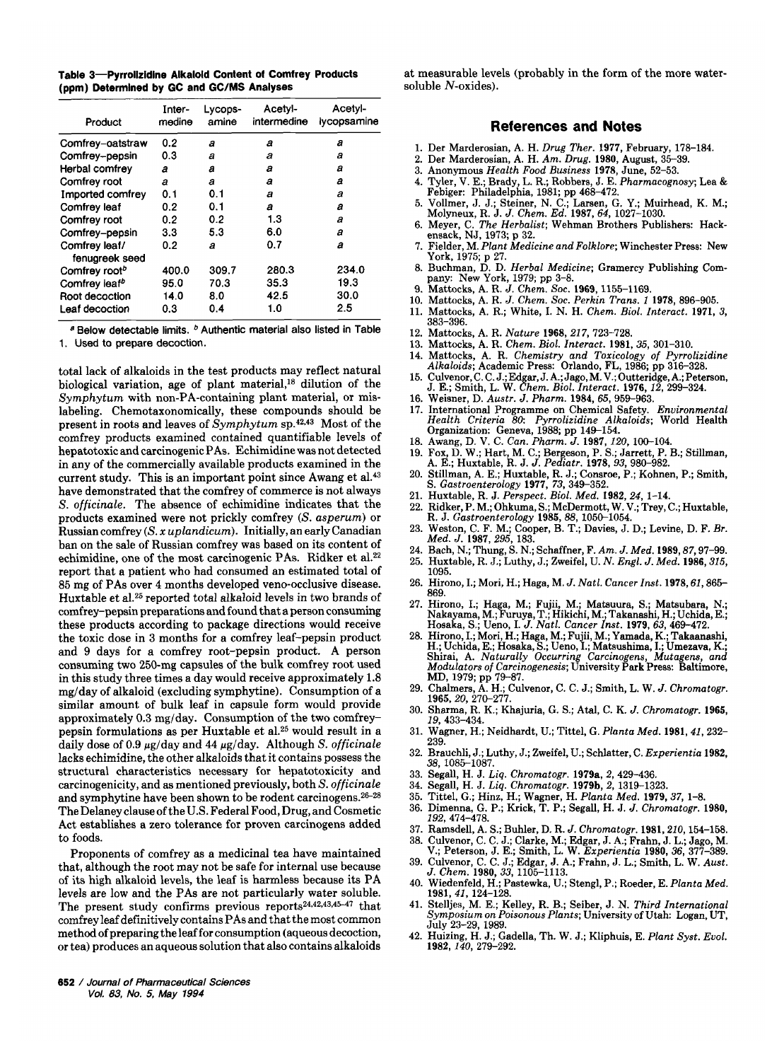**Table 3—Pyrrolizidine Alkaloid Content of Comfrey Products (ppm) Determined by GC and GC/MS Analyses**

| Product | Inter-medine | Lycops-amine | Acetyl-intermedine | Acetyl-lycopsamine |
|---|---|---|---|---|
| Comfrey–oatstraw | 0.2 | a | a | a |
| Comfrey–pepsin | 0.3 | a | a | a |
| Herbal comfrey | a | a | a | a |
| Comfrey root | a | a | a | a |
| Imported comfrey | 0.1 | 0.1 | a | a |
| Comfrey leaf | 0.2 | 0.1 | a | a |
| Comfrey root | 0.2 | 0.2 | 1.3 | a |
| Comfrey–pepsin | 3.3 | 5.3 | 6.0 | a |
| Comfrey leaf/ fenugreek seed | 0.2 | a | 0.7 | a |
| Comfrey root[b] | 400.0 | 309.7 | 280.3 | 234.0 |
| Comfrey leaf[b] | 95.0 | 70.3 | 35.3 | 19.3 |
| Root decoction | 14.0 | 8.0 | 42.5 | 30.0 |
| Leaf decoction | 0.3 | 0.4 | 1.0 | 2.5 |

[a] Below detectable limits. [b] Authentic material also listed in Table 1. Used to prepare decoction.

total lack of alkaloids in the test products may reflect natural biological variation, age of plant material,[18] dilution of the *Symphytum* with non-PA-containing plant material, or mislabeling. Chemotaxonomically, these compounds should be present in roots and leaves of *Symphytum* sp.[42,43] Most of the comfrey products examined contained quantifiable levels of hepatotoxic and carcinogenic PAs. Echimidine was not detected in any of the commercially available products examined in the current study. This is an important point since Awang et al.[43] have demonstrated that the comfrey of commerce is not always *S. officinale*. The absence of echimidine indicates that the products examined were not prickly comfrey (*S. asperum*) or Russian comfrey (*S. x uplandicum*). Initially, an early Canadian ban on the sale of Russian comfrey was based on its content of echimidine, one of the most carcinogenic PAs. Ridker et al.[22] report that a patient who had consumed an estimated total of 85 mg of PAs over 4 months developed veno-occlusive disease. Huxtable et al.[25] reported total alkaloid levels in two brands of comfrey–pepsin preparations and found that a person consuming these products according to package directions would receive the toxic dose in 3 months for a comfrey leaf–pepsin product and 9 days for a comfrey root–pepsin product. A person consuming two 250-mg capsules of the bulk comfrey root used in this study three times a day would receive approximately 1.8 mg/day of alkaloid (excluding symphytine). Consumption of a similar amount of bulk leaf in capsule form would provide approximately 0.3 mg/day. Consumption of the two comfrey–pepsin formulations as per Huxtable et al.[25] would result in a daily dose of 0.9 μg/day and 44 μg/day. Although *S. officinale* lacks echimidine, the other alkaloids that it contains possess the structural characteristics necessary for hepatotoxicity and carcinogenicity, and as mentioned previously, both *S. officinale* and symphytine have been shown to be rodent carcinogens.[26–28] The Delaney clause of the U.S. Federal Food, Drug, and Cosmetic Act establishes a zero tolerance for proven carcinogens added to foods.

Proponents of comfrey as a medicinal tea have maintained that, although the root may not be safe for internal use because of its high alkaloid levels, the leaf is harmless because its PA levels are low and the PAs are not particularly water soluble. The present study confirms previous reports[24,42,43,45–47] that comfrey leaf definitively contains PAs and that the most common method of preparing the leaf for consumption (aqueous decoction, or tea) produces an aqueous solution that also contains alkaloids at measurable levels (probably in the form of the more water-soluble *N*-oxides).

## References and Notes

1. Der Marderosian, A. H. *Drug Ther.* **1977**, February, 178–184.
2. Der Marderosian, A. H. *Am. Drug.* **1980**, August, 35–39.
3. Anonymous *Health Food Business* **1978**, June, 52–53.
4. Tyler, V. E.; Brady, L. R.; Robbers, J. E. *Pharmacognosy*; Lea & Febiger: Philadelphia, 1981; pp 468–472.
5. Vollmer, J. J.; Steiner, N. C.; Larsen, G. Y.; Muirhead, K. M.; Molyneux, R. J. *J. Chem. Ed.* **1987**, *64*, 1027–1030.
6. Meyer, C. *The Herbalist*; Wehman Brothers Publishers: Hackensack, NJ, 1973; p 32.
7. Fielder, M. *Plant Medicine and Folklore*; Winchester Press: New York, 1975; p 27.
8. Buchman, D. D. *Herbal Medicine*; Gramercy Publishing Company: New York, 1979; pp 3–8.
9. Mattocks, A. R. *J. Chem. Soc.* **1969**, 1155–1169.
10. Mattocks, A. R. *J. Chem. Soc. Perkin Trans. 1* **1978**, 896–905.
11. Mattocks, A. R.; White, I. N. H. *Chem. Biol. Interact.* **1971**, *3*, 383–396.
12. Mattocks, A. R. *Nature* **1968**, *217*, 723–728.
13. Mattocks, A. R. *Chem. Biol. Interact.* **1981**, *35*, 301–310.
14. Mattocks, A. R. *Chemistry and Toxicology of Pyrrolizidine Alkaloids*; Academic Press: Orlando, FL, 1986; pp 316–328.
15. Culvenor, C. C. J.; Edgar, J. A.; Jago, M. V.; Outteridge, A.; Peterson, J. E.; Smith, L. W. *Chem. Biol. Interact.* **1976**, *12*, 299–324.
16. Weisner, D. *Austr. J. Pharm.* **1984**, *65*, 959–963.
17. International Programme on Chemical Safety. *Environmental Health Criteria 80: Pyrrolizidine Alkaloids*; World Health Organization: Geneva, 1988; pp 149–154.
18. Awang, D. V. C. *Can. Pharm. J.* **1987**, *120*, 100–104.
19. Fox, D. W.; Hart, M. C.; Bergeson, P. S.; Jarrett, P. B.; Stillman, A. E.; Huxtable, R. J. *J. Pediatr.* **1978**, *93*, 980–982.
20. Stillman, A. E.; Huxtable, R. J.; Consroe, P.; Kohnen, P.; Smith, S. *Gastroenterology* **1977**, *73*, 349–352.
21. Huxtable, R. J. *Perspect. Biol. Med.* **1982**, *24*, 1–14.
22. Ridker, P. M.; Ohkuma, S.; McDermott, W. V.; Trey, C.; Huxtable, R. J. *Gastroenterology* **1985**, *88*, 1050–1054.
23. Weston, C. F. M.; Cooper, B. T.; Davies, J. D.; Levine, D. F. *Br. Med. J.* **1987**, *295*, 183.
24. Bach, N.; Thung, S. N.; Schaffner, F. *Am. J. Med.* **1989**, *87*, 97–99.
25. Huxtable, R. J.; Luthy, J.; Zweifel, U. *N. Engl. J. Med.* **1986**, *315*, 1095.
26. Hirono, I.; Mori, H.; Haga, M. *J. Natl. Cancer Inst.* **1978**, *61*, 865–869.
27. Hirono, I.; Haga, M.; Fujii, M.; Matsuura, S.; Matsubara, N.; Nakayama, M.; Furuya, T.; Hikichi, M.; Takanashi, H.; Uchida, E.; Hosaka, S.; Ueno, I. *J. Natl. Cancer Inst.* **1979**, *63*, 469–472.
28. Hirono, I.; Mori, H.; Haga, M.; Fujii, M.; Yamada, K.; Takaanashi, H.; Uchida, E.; Hosaka, S.; Ueno, I.; Matsushima, I.; Umezava, K.; Shirai, A. *Naturally Occurring Carcinogens, Mutagens, and Modulators of Carcinogenesis*; University Park Press: Baltimore, MD, 1979; pp 79–87.
29. Chalmers, A. H.; Culvenor, C. C. J.; Smith, L. W. *J. Chromatogr.* **1965**, *20*, 270–277.
30. Sharma, R. K.; Khajuria, G. S.; Atal, C. K. *J. Chromatogr.* **1965**, *19*, 433–434.
31. Wagner, H.; Neidhardt, U.; Tittel, G. *Planta Med.* **1981**, *41*, 232–239.
32. Brauchli, J.; Luthy, J.; Zweifel, U.; Schlatter, C. *Experientia* **1982**, *38*, 1085–1087.
33. Segall, H. J. *J. Liq. Chromatogr.* **1979a**, *2*, 429–436.
34. Segall, H. J. *J. Liq. Chromatogr.* **1979b**, *2*, 1319–1323.
35. Tittel, G.; Hinz, H.; Wagner, H. *Planta Med.* **1979**, *37*, 1–8.
36. Dimenna, G. P.; Krick, T. P.; Segall, H. J. *J. Chromatogr.* **1980**, *192*, 474–478.
37. Ramsdell, A. S.; Buhler, D. R. *J. Chromatogr.* **1981**, *210*, 154–158.
38. Culvenor, C. C. J.; Clarke, M.; Edgar, J. A.; Frahn, J. L.; Jago, M. V.; Peterson, J. E.; Smith, L. W. *Experientia* **1980**, *36*, 377–389.
39. Culvenor, C. C. J.; Edgar, J. A.; Frahn, J. L.; Smith, L. W. *Aust. J. Chem.* **1980**, *33*, 1105–1113.
40. Wiedenfeld, H.; Pastewka, U.; Stengl, P.; Roeder, E. *Planta Med.* **1981**, *41*, 124–128.
41. Stelljes, M. E.; Kelley, R. B.; Seiber, J. N. *Third International Symposium on Poisonous Plants*; University of Utah: Logan, UT, July 23–29, 1989.
42. Huizing, H. J.; Gadella, Th. W. J.; Kliphuis, E. *Plant Syst. Evol.* **1982**, *140*, 279–292.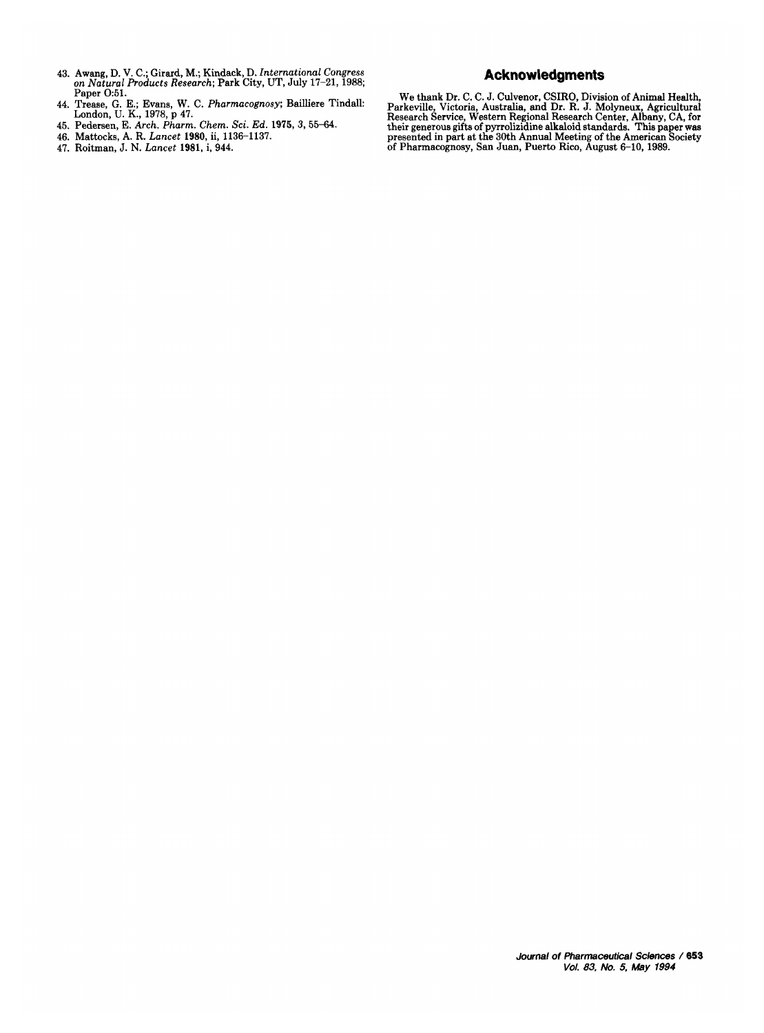43. Awang, D. V. C.; Girard, M.; Kindack, D. *International Congress on Natural Products Research*; Park City, UT, July 17–21, 1988; Paper O:51.
44. Trease, G. E.; Evans, W. C. *Pharmacognosy*; Bailliere Tindall: London, U. K., 1978, p 47.
45. Pedersen, E. *Arch. Pharm. Chem. Sci. Ed.* **1975**, *3*, 55–64.
46. Mattocks, A. R. *Lancet* **1980**, ii, 1136–1137.
47. Roitman, J. N. *Lancet* **1981**, i, 944.

## Acknowledgments

We thank Dr. C. C. J. Culvenor, CSIRO, Division of Animal Health, Parkeville, Victoria, Australia, and Dr. R. J. Molyneux, Agricultural Research Service, Western Regional Research Center, Albany, CA, for their generous gifts of pyrrolizidine alkaloid standards. This paper was presented in part at the 30th Annual Meeting of the American Society of Pharmacognosy, San Juan, Puerto Rico, August 6–10, 1989.